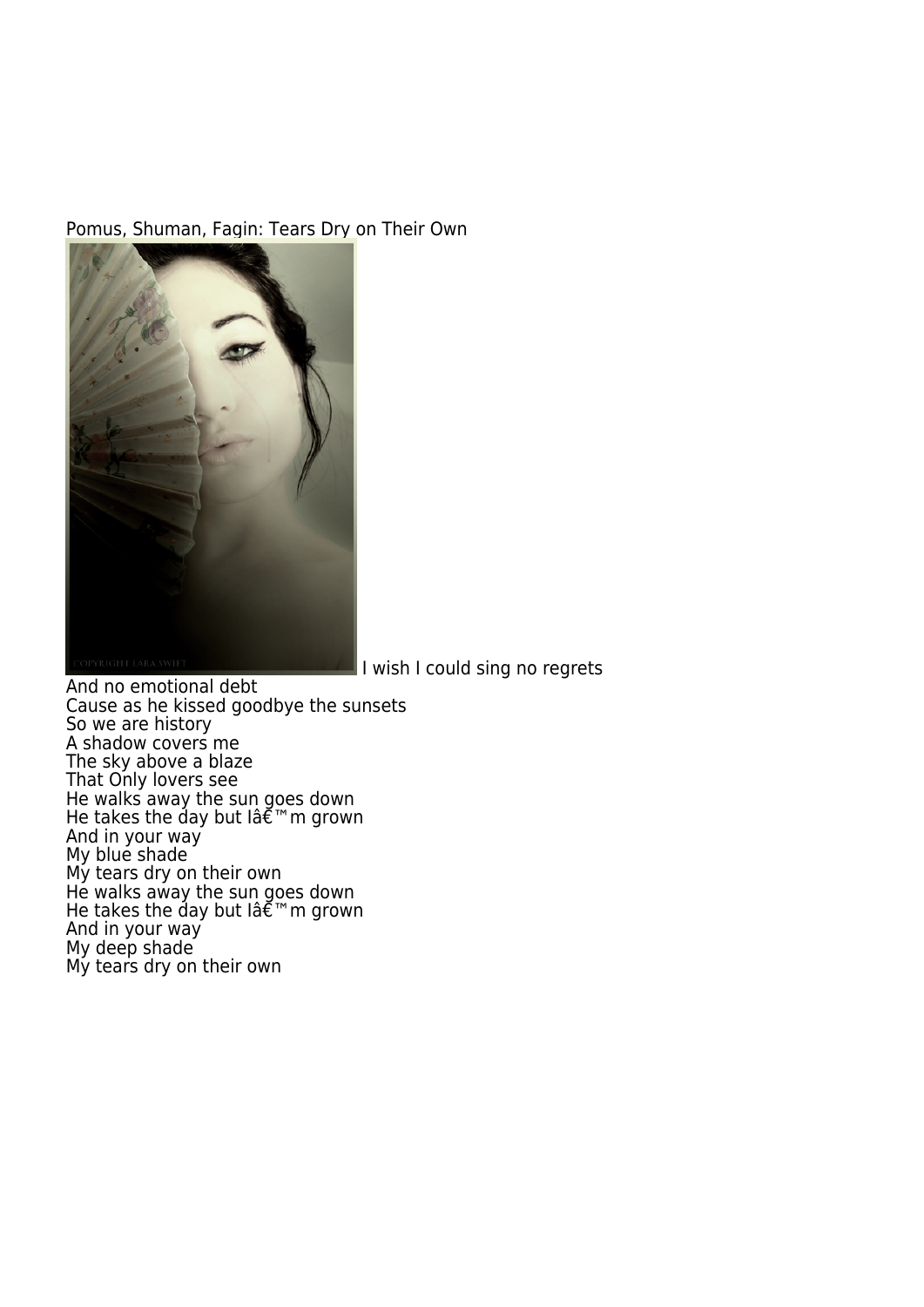Pomus, Shuman, Fagin: Tears Dry on Their Own

I wish I could sing no regrets
And no emotional debt
Cause as he kissed goodbye the sunsets
So we are history
A shadow covers me
The sky above a blaze
That Only lovers see
He walks away the sun goes down
He takes the day but Iâ€™m grown
And in your way
My blue shade
My tears dry on their own
He walks away the sun goes down
He takes the day but Iâ€™m grown
And in your way
My deep shade
My tears dry on their own